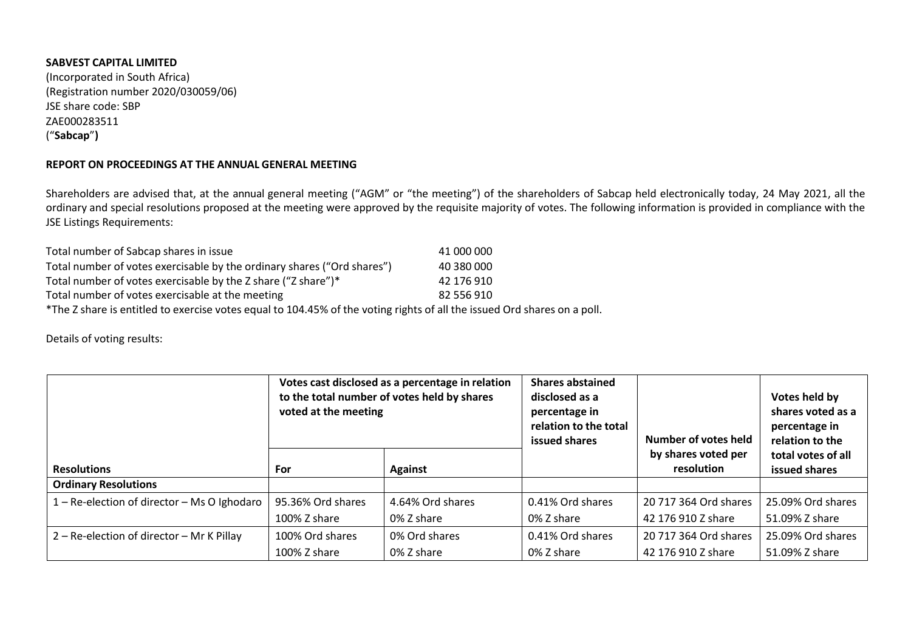**SABVEST CAPITAL LIMITED**
(Incorporated in South Africa)
(Registration number 2020/030059/06)
JSE share code: SBP
ZAE000283511
("**Sabcap**")

**REPORT ON PROCEEDINGS AT THE ANNUAL GENERAL MEETING**

Shareholders are advised that, at the annual general meeting ("AGM" or "the meeting") of the shareholders of Sabcap held electronically today, 24 May 2021, all the ordinary and special resolutions proposed at the meeting were approved by the requisite majority of votes. The following information is provided in compliance with the JSE Listings Requirements:

| | |
|---|---|
| Total number of Sabcap shares in issue | 41 000 000 |
| Total number of votes exercisable by the ordinary shares ("Ord shares") | 40 380 000 |
| Total number of votes exercisable by the Z share ("Z share")* | 42 176 910 |
| Total number of votes exercisable at the meeting | 82 556 910 |

*The Z share is entitled to exercise votes equal to 104.45% of the voting rights of all the issued Ord shares on a poll.

Details of voting results:

| | Votes cast disclosed as a percentage in relation to the total number of votes held by shares voted at the meeting | | Shares abstained disclosed as a percentage in relation to the total issued shares | Number of votes held by shares voted per resolution | Votes held by shares voted as a percentage in relation to the total votes of all issued shares |
|---|---|---|---|---|---|
| **Resolutions** | **For** | **Against** | | | |
| **Ordinary Resolutions** | | | | | |
| 1 – Re-election of director – Ms O Ighodaro | 95.36% Ord shares<br>100% Z share | 4.64% Ord shares<br>0% Z share | 0.41% Ord shares<br>0% Z share | 20 717 364 Ord shares<br>42 176 910 Z share | 25.09% Ord shares<br>51.09% Z share |
| 2 – Re-election of director – Mr K Pillay | 100% Ord shares<br>100% Z share | 0% Ord shares<br>0% Z share | 0.41% Ord shares<br>0% Z share | 20 717 364 Ord shares<br>42 176 910 Z share | 25.09% Ord shares<br>51.09% Z share |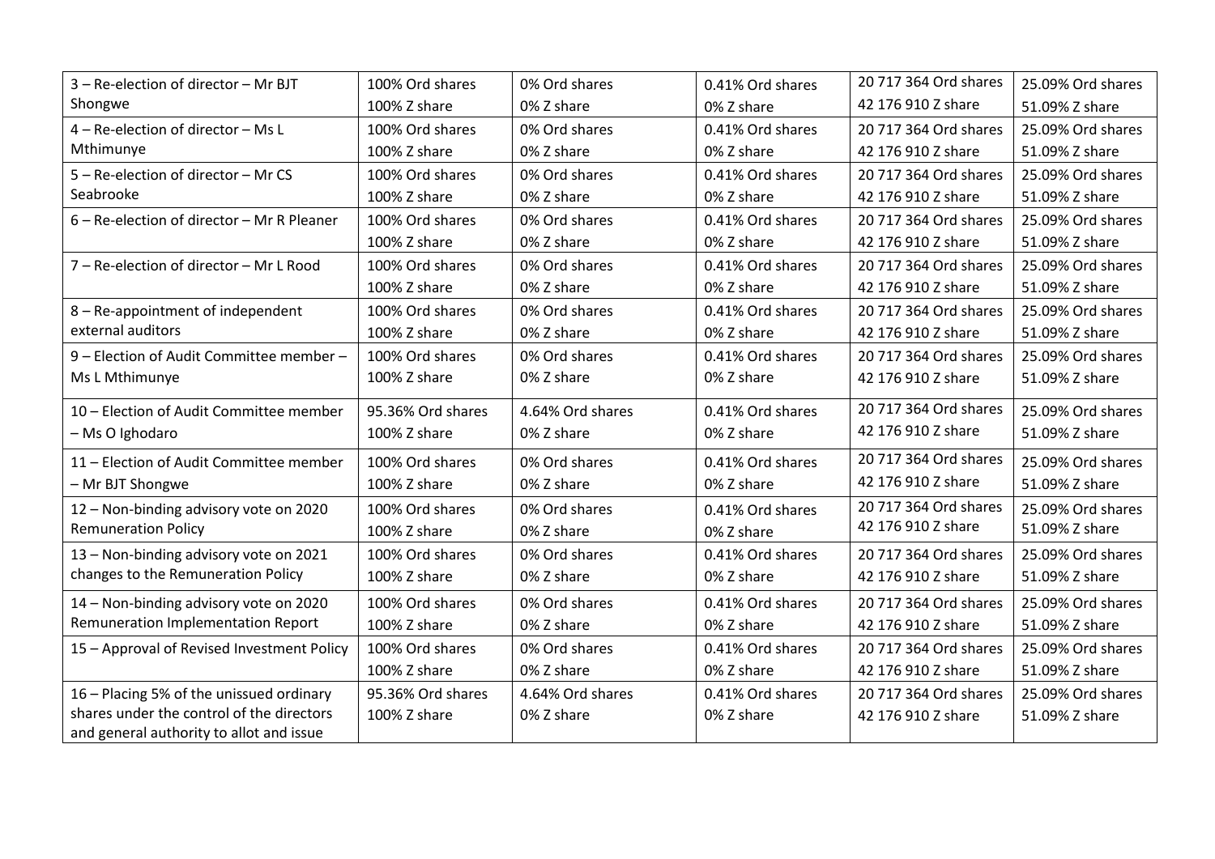| | | | | | |
|---|---|---|---|---|---|
| 3 – Re-election of director – Mr BJT Shongwe | 100% Ord shares<br>100% Z share | 0% Ord shares<br>0% Z share | 0.41% Ord shares<br>0% Z share | 20 717 364 Ord shares<br>42 176 910 Z share | 25.09% Ord shares<br>51.09% Z share |
| 4 – Re-election of director – Ms L Mthimunye | 100% Ord shares<br>100% Z share | 0% Ord shares<br>0% Z share | 0.41% Ord shares<br>0% Z share | 20 717 364 Ord shares<br>42 176 910 Z share | 25.09% Ord shares<br>51.09% Z share |
| 5 – Re-election of director – Mr CS Seabrooke | 100% Ord shares<br>100% Z share | 0% Ord shares<br>0% Z share | 0.41% Ord shares<br>0% Z share | 20 717 364 Ord shares<br>42 176 910 Z share | 25.09% Ord shares<br>51.09% Z share |
| 6 – Re-election of director – Mr R Pleaner | 100% Ord shares<br>100% Z share | 0% Ord shares<br>0% Z share | 0.41% Ord shares<br>0% Z share | 20 717 364 Ord shares<br>42 176 910 Z share | 25.09% Ord shares<br>51.09% Z share |
| 7 – Re-election of director – Mr L Rood | 100% Ord shares<br>100% Z share | 0% Ord shares<br>0% Z share | 0.41% Ord shares<br>0% Z share | 20 717 364 Ord shares<br>42 176 910 Z share | 25.09% Ord shares<br>51.09% Z share |
| 8 – Re-appointment of independent external auditors | 100% Ord shares<br>100% Z share | 0% Ord shares<br>0% Z share | 0.41% Ord shares<br>0% Z share | 20 717 364 Ord shares<br>42 176 910 Z share | 25.09% Ord shares<br>51.09% Z share |
| 9 – Election of Audit Committee member – Ms L Mthimunye | 100% Ord shares<br>100% Z share | 0% Ord shares<br>0% Z share | 0.41% Ord shares<br>0% Z share | 20 717 364 Ord shares<br>42 176 910 Z share | 25.09% Ord shares<br>51.09% Z share |
| 10 – Election of Audit Committee member – Ms O Ighodaro | 95.36% Ord shares<br>100% Z share | 4.64% Ord shares<br>0% Z share | 0.41% Ord shares<br>0% Z share | 20 717 364 Ord shares<br>42 176 910 Z share | 25.09% Ord shares<br>51.09% Z share |
| 11 – Election of Audit Committee member – Mr BJT Shongwe | 100% Ord shares<br>100% Z share | 0% Ord shares<br>0% Z share | 0.41% Ord shares<br>0% Z share | 20 717 364 Ord shares<br>42 176 910 Z share | 25.09% Ord shares<br>51.09% Z share |
| 12 – Non-binding advisory vote on 2020 Remuneration Policy | 100% Ord shares<br>100% Z share | 0% Ord shares<br>0% Z share | 0.41% Ord shares<br>0% Z share | 20 717 364 Ord shares<br>42 176 910 Z share | 25.09% Ord shares<br>51.09% Z share |
| 13 – Non-binding advisory vote on 2021 changes to the Remuneration Policy | 100% Ord shares<br>100% Z share | 0% Ord shares<br>0% Z share | 0.41% Ord shares<br>0% Z share | 20 717 364 Ord shares<br>42 176 910 Z share | 25.09% Ord shares<br>51.09% Z share |
| 14 – Non-binding advisory vote on 2020 Remuneration Implementation Report | 100% Ord shares<br>100% Z share | 0% Ord shares<br>0% Z share | 0.41% Ord shares<br>0% Z share | 20 717 364 Ord shares<br>42 176 910 Z share | 25.09% Ord shares<br>51.09% Z share |
| 15 – Approval of Revised Investment Policy | 100% Ord shares<br>100% Z share | 0% Ord shares<br>0% Z share | 0.41% Ord shares<br>0% Z share | 20 717 364 Ord shares<br>42 176 910 Z share | 25.09% Ord shares<br>51.09% Z share |
| 16 – Placing 5% of the unissued ordinary shares under the control of the directors and general authority to allot and issue | 95.36% Ord shares<br>100% Z share | 4.64% Ord shares<br>0% Z share | 0.41% Ord shares<br>0% Z share | 20 717 364 Ord shares<br>42 176 910 Z share | 25.09% Ord shares<br>51.09% Z share |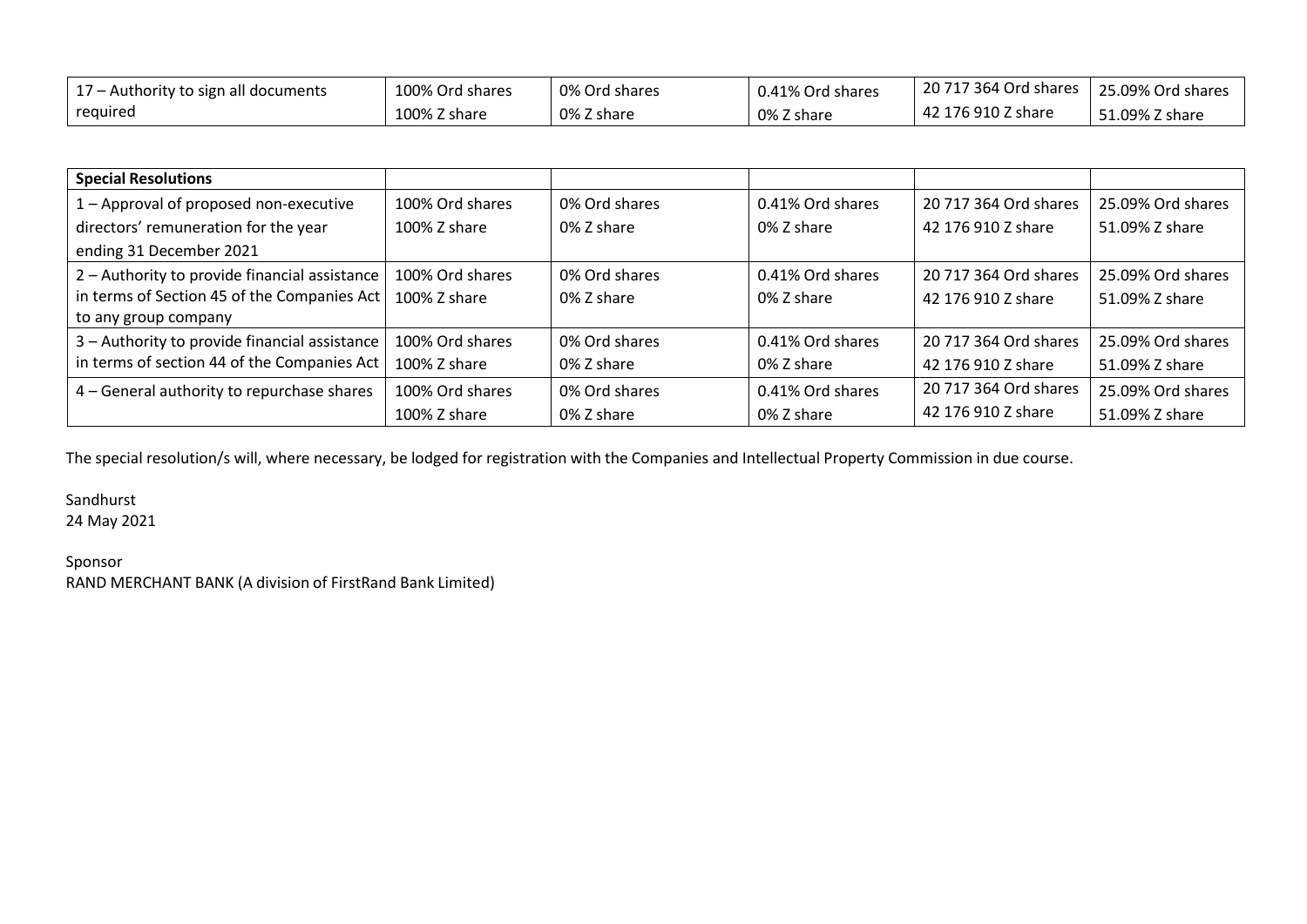| | | | | | |
|---|---|---|---|---|---|
| 17 – Authority to sign all documents required | 100% Ord shares<br>100% Z share | 0% Ord shares<br>0% Z share | 0.41% Ord shares<br>0% Z share | 20 717 364 Ord shares<br>42 176 910 Z share | 25.09% Ord shares<br>51.09% Z share |

| **Special Resolutions** | | | | | |
|---|---|---|---|---|---|
| 1 – Approval of proposed non-executive directors' remuneration for the year ending 31 December 2021 | 100% Ord shares<br>100% Z share | 0% Ord shares<br>0% Z share | 0.41% Ord shares<br>0% Z share | 20 717 364 Ord shares<br>42 176 910 Z share | 25.09% Ord shares<br>51.09% Z share |
| 2 – Authority to provide financial assistance in terms of Section 45 of the Companies Act to any group company | 100% Ord shares<br>100% Z share | 0% Ord shares<br>0% Z share | 0.41% Ord shares<br>0% Z share | 20 717 364 Ord shares<br>42 176 910 Z share | 25.09% Ord shares<br>51.09% Z share |
| 3 – Authority to provide financial assistance in terms of section 44 of the Companies Act | 100% Ord shares<br>100% Z share | 0% Ord shares<br>0% Z share | 0.41% Ord shares<br>0% Z share | 20 717 364 Ord shares<br>42 176 910 Z share | 25.09% Ord shares<br>51.09% Z share |
| 4 – General authority to repurchase shares | 100% Ord shares<br>100% Z share | 0% Ord shares<br>0% Z share | 0.41% Ord shares<br>0% Z share | 20 717 364 Ord shares<br>42 176 910 Z share | 25.09% Ord shares<br>51.09% Z share |

The special resolution/s will, where necessary, be lodged for registration with the Companies and Intellectual Property Commission in due course.

Sandhurst
24 May 2021

Sponsor
RAND MERCHANT BANK (A division of FirstRand Bank Limited)